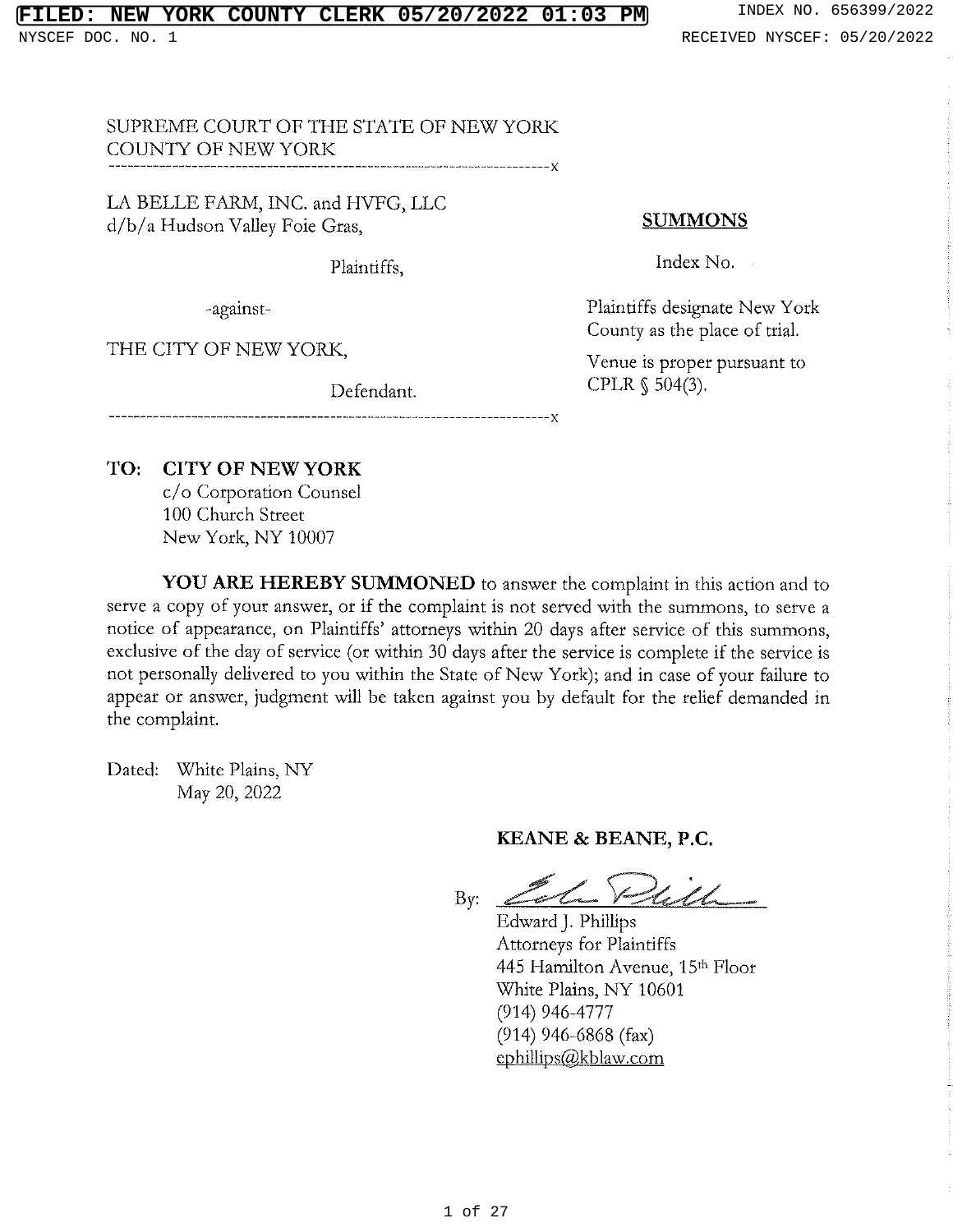SUPREME COURT OF THE STATE OF NEW YORK
COUNTY OF NEW YORK

---

LA BELLE FARM, INC. and HVFG, LLC
d/b/a Hudson Valley Foie Gras,

Plaintiffs,

-against-

THE CITY OF NEW YORK,

Defendant.

---

**SUMMONS**

Index No.

Plaintiffs designate New York County as the place of trial.

Venue is proper pursuant to CPLR § 504(3).

**TO: CITY OF NEW YORK**
c/o Corporation Counsel
100 Church Street
New York, NY 10007

**YOU ARE HEREBY SUMMONED** to answer the complaint in this action and to serve a copy of your answer, or if the complaint is not served with the summons, to serve a notice of appearance, on Plaintiffs' attorneys within 20 days after service of this summons, exclusive of the day of service (or within 30 days after the service is complete if the service is not personally delivered to you within the State of New York); and in case of your failure to appear or answer, judgment will be taken against you by default for the relief demanded in the complaint.

Dated: White Plains, NY
May 20, 2022

**KEANE & BEANE, P.C.**

By: ______________________
Edward J. Phillips
Attorneys for Plaintiffs
445 Hamilton Avenue, 15th Floor
White Plains, NY 10601
(914) 946-4777
(914) 946-6868 (fax)
ephillips@kblaw.com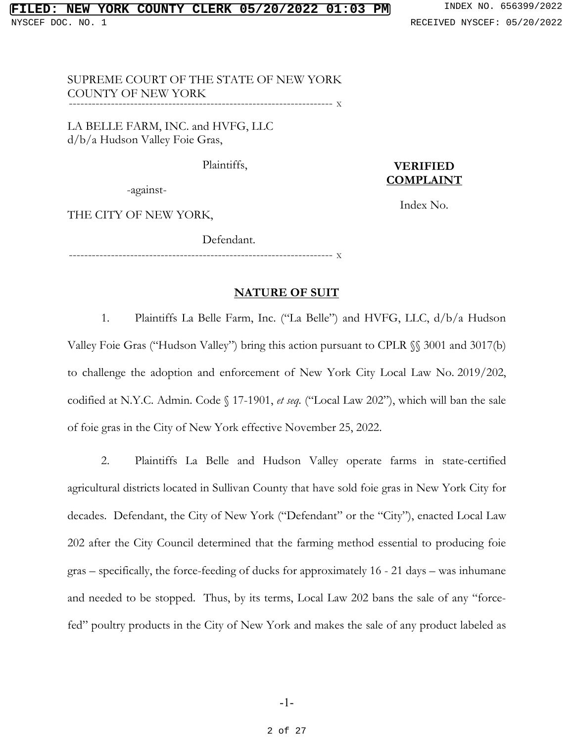SUPREME COURT OF THE STATE OF NEW YORK
COUNTY OF NEW YORK

---

LA BELLE FARM, INC. and HVFG, LLC
d/b/a Hudson Valley Foie Gras,

Plaintiffs,

-against-

THE CITY OF NEW YORK,

Defendant.

---

**VERIFIED COMPLAINT**

Index No.

## NATURE OF SUIT

1. Plaintiffs La Belle Farm, Inc. ("La Belle") and HVFG, LLC, d/b/a Hudson Valley Foie Gras ("Hudson Valley") bring this action pursuant to CPLR §§ 3001 and 3017(b) to challenge the adoption and enforcement of New York City Local Law No. 2019/202, codified at N.Y.C. Admin. Code § 17-1901, *et seq.* ("Local Law 202"), which will ban the sale of foie gras in the City of New York effective November 25, 2022.

2. Plaintiffs La Belle and Hudson Valley operate farms in state-certified agricultural districts located in Sullivan County that have sold foie gras in New York City for decades. Defendant, the City of New York ("Defendant" or the "City"), enacted Local Law 202 after the City Council determined that the farming method essential to producing foie gras – specifically, the force-feeding of ducks for approximately 16 - 21 days – was inhumane and needed to be stopped. Thus, by its terms, Local Law 202 bans the sale of any "force-fed" poultry products in the City of New York and makes the sale of any product labeled as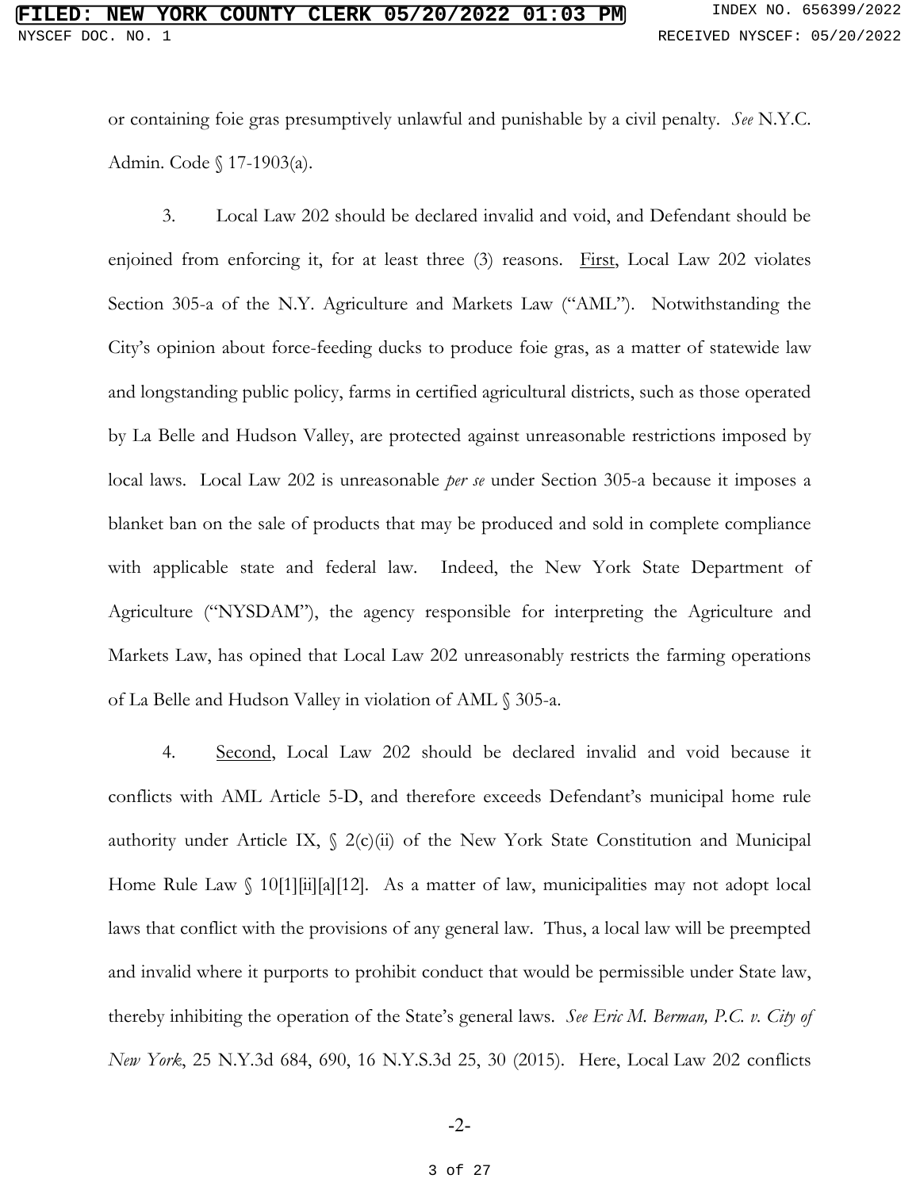or containing foie gras presumptively unlawful and punishable by a civil penalty. *See* N.Y.C. Admin. Code § 17-1903(a).

3. Local Law 202 should be declared invalid and void, and Defendant should be enjoined from enforcing it, for at least three (3) reasons. First, Local Law 202 violates Section 305-a of the N.Y. Agriculture and Markets Law ("AML"). Notwithstanding the City's opinion about force-feeding ducks to produce foie gras, as a matter of statewide law and longstanding public policy, farms in certified agricultural districts, such as those operated by La Belle and Hudson Valley, are protected against unreasonable restrictions imposed by local laws. Local Law 202 is unreasonable *per se* under Section 305-a because it imposes a blanket ban on the sale of products that may be produced and sold in complete compliance with applicable state and federal law. Indeed, the New York State Department of Agriculture ("NYSDAM"), the agency responsible for interpreting the Agriculture and Markets Law, has opined that Local Law 202 unreasonably restricts the farming operations of La Belle and Hudson Valley in violation of AML § 305-a.

4. Second, Local Law 202 should be declared invalid and void because it conflicts with AML Article 5-D, and therefore exceeds Defendant's municipal home rule authority under Article IX, § 2(c)(ii) of the New York State Constitution and Municipal Home Rule Law § 10[1][ii][a][12]. As a matter of law, municipalities may not adopt local laws that conflict with the provisions of any general law. Thus, a local law will be preempted and invalid where it purports to prohibit conduct that would be permissible under State law, thereby inhibiting the operation of the State's general laws. *See Eric M. Berman, P.C. v. City of New York*, 25 N.Y.3d 684, 690, 16 N.Y.S.3d 25, 30 (2015). Here, Local Law 202 conflicts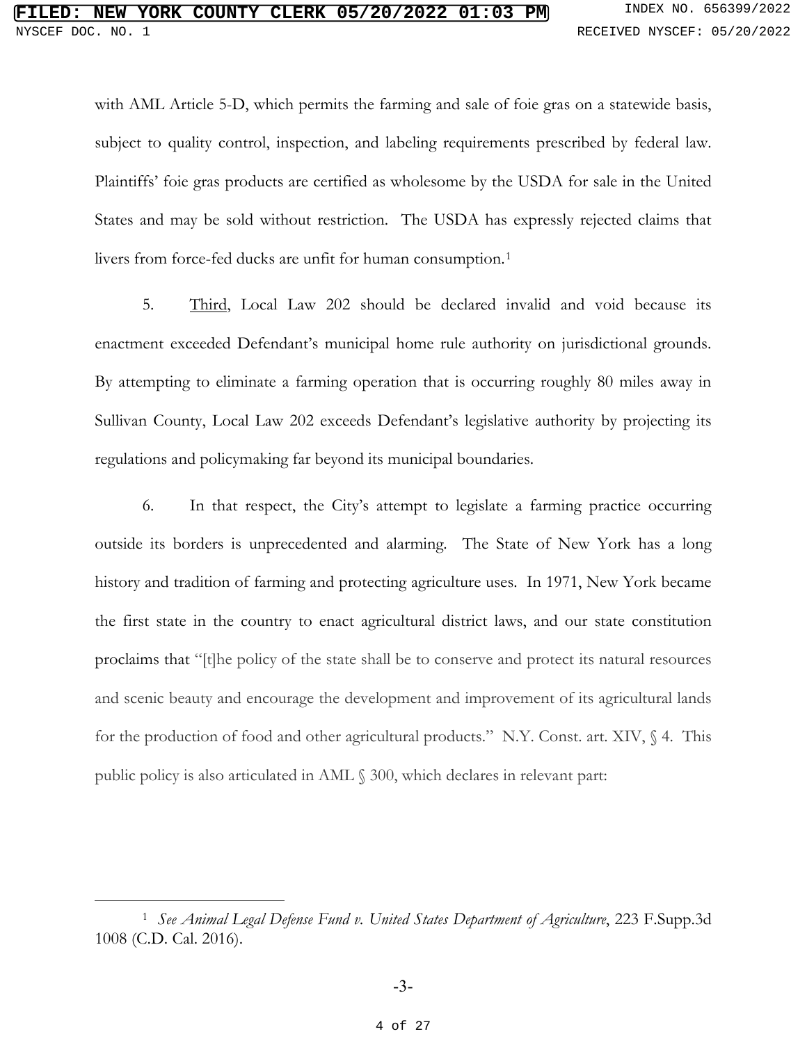with AML Article 5-D, which permits the farming and sale of foie gras on a statewide basis, subject to quality control, inspection, and labeling requirements prescribed by federal law. Plaintiffs' foie gras products are certified as wholesome by the USDA for sale in the United States and may be sold without restriction. The USDA has expressly rejected claims that livers from force-fed ducks are unfit for human consumption.[1]

5. Third, Local Law 202 should be declared invalid and void because its enactment exceeded Defendant's municipal home rule authority on jurisdictional grounds. By attempting to eliminate a farming operation that is occurring roughly 80 miles away in Sullivan County, Local Law 202 exceeds Defendant's legislative authority by projecting its regulations and policymaking far beyond its municipal boundaries.

6. In that respect, the City's attempt to legislate a farming practice occurring outside its borders is unprecedented and alarming. The State of New York has a long history and tradition of farming and protecting agriculture uses. In 1971, New York became the first state in the country to enact agricultural district laws, and our state constitution proclaims that "[t]he policy of the state shall be to conserve and protect its natural resources and scenic beauty and encourage the development and improvement of its agricultural lands for the production of food and other agricultural products." N.Y. Const. art. XIV, § 4. This public policy is also articulated in AML § 300, which declares in relevant part:

---

[1] *See Animal Legal Defense Fund v. United States Department of Agriculture*, 223 F.Supp.3d 1008 (C.D. Cal. 2016).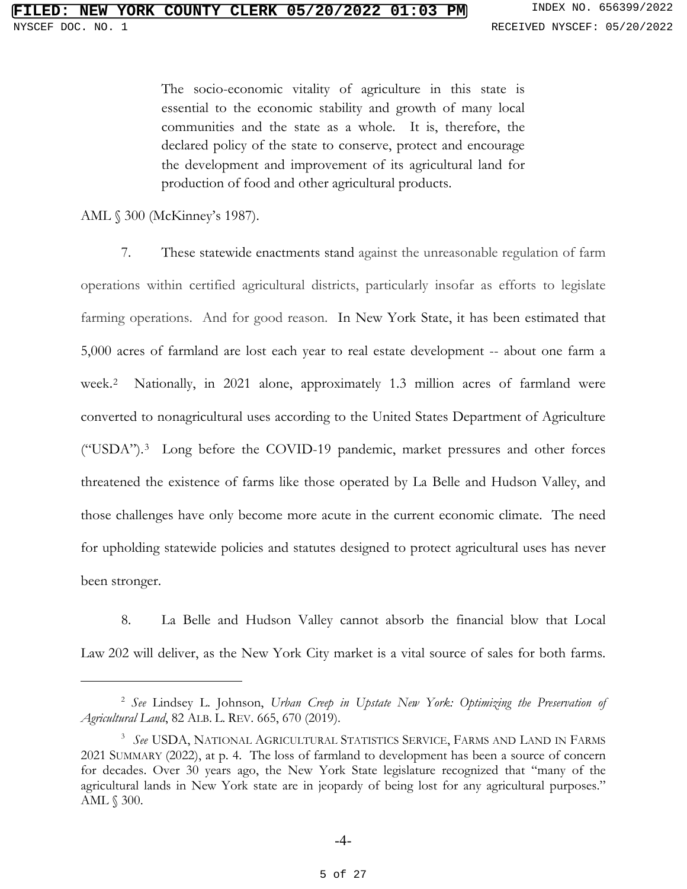> The socio-economic vitality of agriculture in this state is essential to the economic stability and growth of many local communities and the state as a whole. It is, therefore, the declared policy of the state to conserve, protect and encourage the development and improvement of its agricultural land for production of food and other agricultural products.

AML § 300 (McKinney's 1987).

7. These statewide enactments stand against the unreasonable regulation of farm operations within certified agricultural districts, particularly insofar as efforts to legislate farming operations. And for good reason. In New York State, it has been estimated that 5,000 acres of farmland are lost each year to real estate development -- about one farm a week.[2] Nationally, in 2021 alone, approximately 1.3 million acres of farmland were converted to nonagricultural uses according to the United States Department of Agriculture ("USDA").[3] Long before the COVID-19 pandemic, market pressures and other forces threatened the existence of farms like those operated by La Belle and Hudson Valley, and those challenges have only become more acute in the current economic climate. The need for upholding statewide policies and statutes designed to protect agricultural uses has never been stronger.

8. La Belle and Hudson Valley cannot absorb the financial blow that Local Law 202 will deliver, as the New York City market is a vital source of sales for both farms.

---

[2] *See* Lindsey L. Johnson, *Urban Creep in Upstate New York: Optimizing the Preservation of Agricultural Land*, 82 ALB. L. REV. 665, 670 (2019).

[3] *See* USDA, NATIONAL AGRICULTURAL STATISTICS SERVICE, FARMS AND LAND IN FARMS 2021 SUMMARY (2022), at p. 4. The loss of farmland to development has been a source of concern for decades. Over 30 years ago, the New York State legislature recognized that "many of the agricultural lands in New York state are in jeopardy of being lost for any agricultural purposes." AML § 300.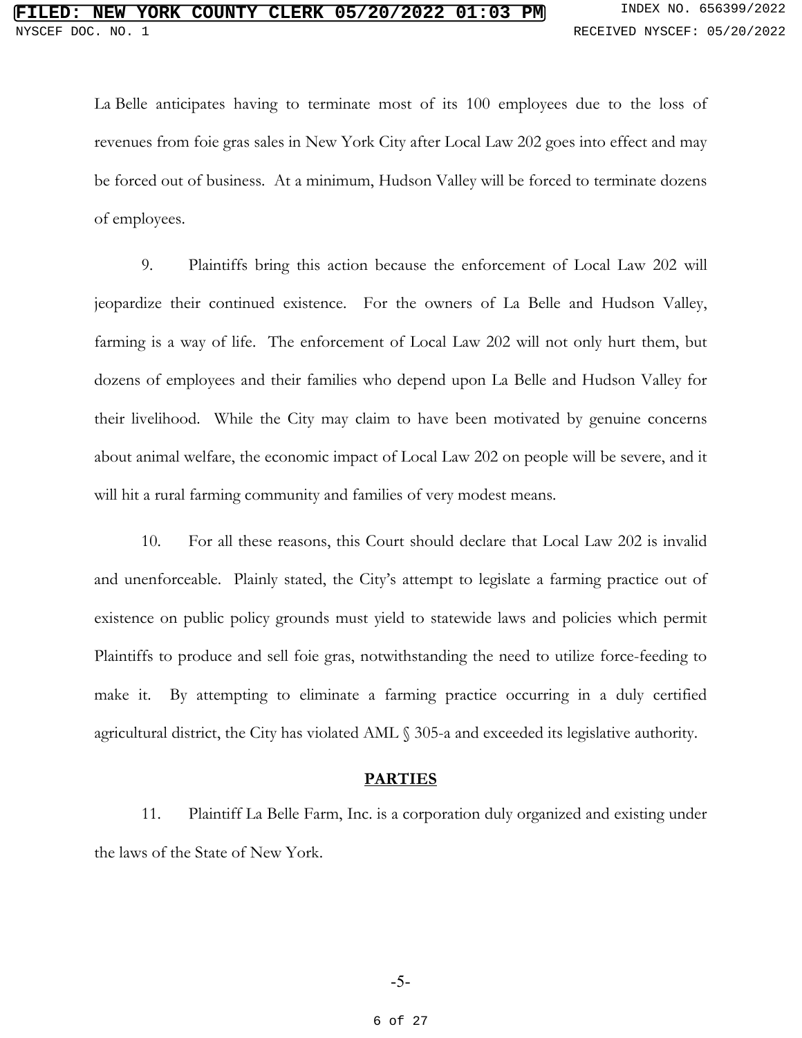La Belle anticipates having to terminate most of its 100 employees due to the loss of revenues from foie gras sales in New York City after Local Law 202 goes into effect and may be forced out of business. At a minimum, Hudson Valley will be forced to terminate dozens of employees.

9. Plaintiffs bring this action because the enforcement of Local Law 202 will jeopardize their continued existence. For the owners of La Belle and Hudson Valley, farming is a way of life. The enforcement of Local Law 202 will not only hurt them, but dozens of employees and their families who depend upon La Belle and Hudson Valley for their livelihood. While the City may claim to have been motivated by genuine concerns about animal welfare, the economic impact of Local Law 202 on people will be severe, and it will hit a rural farming community and families of very modest means.

10. For all these reasons, this Court should declare that Local Law 202 is invalid and unenforceable. Plainly stated, the City's attempt to legislate a farming practice out of existence on public policy grounds must yield to statewide laws and policies which permit Plaintiffs to produce and sell foie gras, notwithstanding the need to utilize force-feeding to make it. By attempting to eliminate a farming practice occurring in a duly certified agricultural district, the City has violated AML § 305-a and exceeded its legislative authority.

## PARTIES

11. Plaintiff La Belle Farm, Inc. is a corporation duly organized and existing under the laws of the State of New York.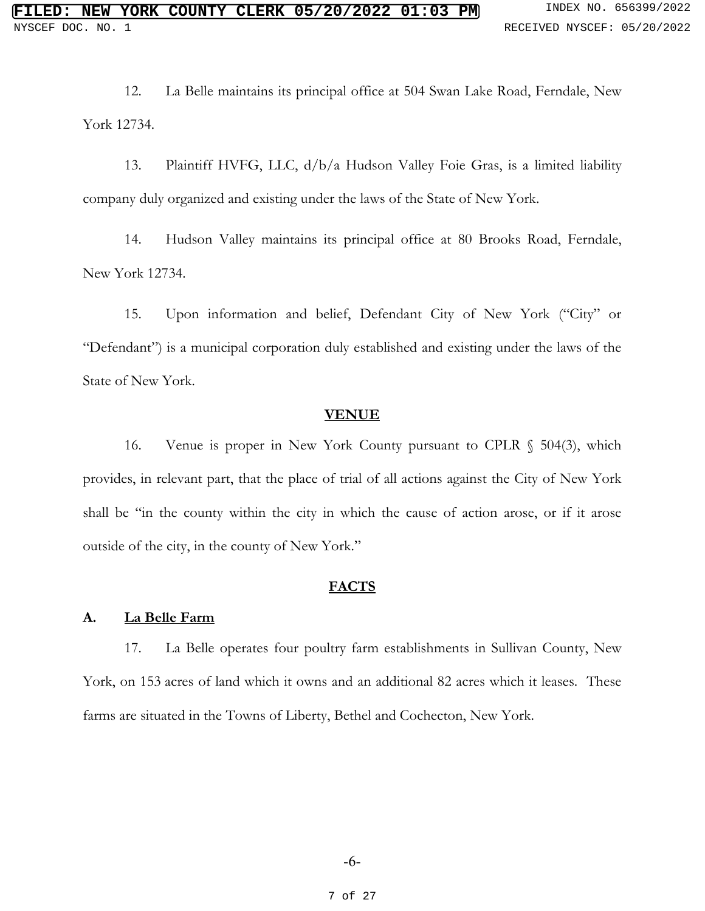12. La Belle maintains its principal office at 504 Swan Lake Road, Ferndale, New York 12734.

13. Plaintiff HVFG, LLC, d/b/a Hudson Valley Foie Gras, is a limited liability company duly organized and existing under the laws of the State of New York.

14. Hudson Valley maintains its principal office at 80 Brooks Road, Ferndale, New York 12734.

15. Upon information and belief, Defendant City of New York ("City" or "Defendant") is a municipal corporation duly established and existing under the laws of the State of New York.

## VENUE

16. Venue is proper in New York County pursuant to CPLR § 504(3), which provides, in relevant part, that the place of trial of all actions against the City of New York shall be "in the county within the city in which the cause of action arose, or if it arose outside of the city, in the county of New York."

## FACTS

### A. La Belle Farm

17. La Belle operates four poultry farm establishments in Sullivan County, New York, on 153 acres of land which it owns and an additional 82 acres which it leases. These farms are situated in the Towns of Liberty, Bethel and Cochecton, New York.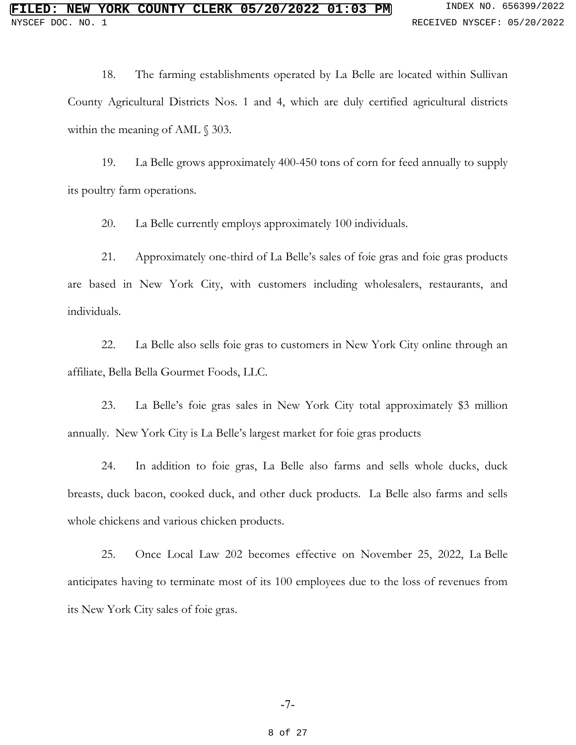18. The farming establishments operated by La Belle are located within Sullivan County Agricultural Districts Nos. 1 and 4, which are duly certified agricultural districts within the meaning of AML § 303.

19. La Belle grows approximately 400-450 tons of corn for feed annually to supply its poultry farm operations.

20. La Belle currently employs approximately 100 individuals.

21. Approximately one-third of La Belle's sales of foie gras and foie gras products are based in New York City, with customers including wholesalers, restaurants, and individuals.

22. La Belle also sells foie gras to customers in New York City online through an affiliate, Bella Bella Gourmet Foods, LLC.

23. La Belle's foie gras sales in New York City total approximately $3 million annually. New York City is La Belle's largest market for foie gras products

24. In addition to foie gras, La Belle also farms and sells whole ducks, duck breasts, duck bacon, cooked duck, and other duck products. La Belle also farms and sells whole chickens and various chicken products.

25. Once Local Law 202 becomes effective on November 25, 2022, La Belle anticipates having to terminate most of its 100 employees due to the loss of revenues from its New York City sales of foie gras.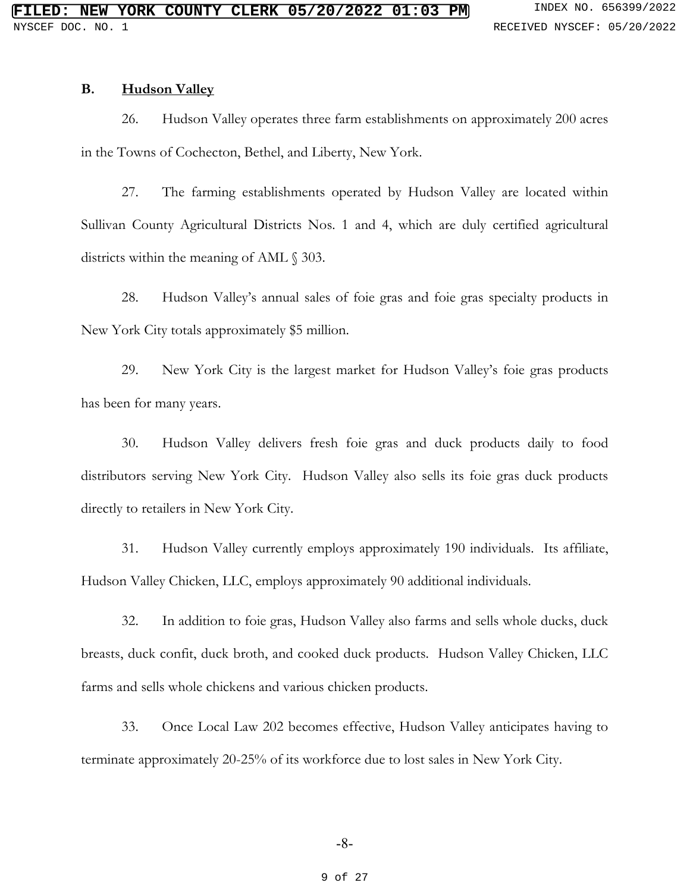### B. **Hudson Valley**

26. Hudson Valley operates three farm establishments on approximately 200 acres in the Towns of Cochecton, Bethel, and Liberty, New York.

27. The farming establishments operated by Hudson Valley are located within Sullivan County Agricultural Districts Nos. 1 and 4, which are duly certified agricultural districts within the meaning of AML § 303.

28. Hudson Valley's annual sales of foie gras and foie gras specialty products in New York City totals approximately $5 million.

29. New York City is the largest market for Hudson Valley's foie gras products has been for many years.

30. Hudson Valley delivers fresh foie gras and duck products daily to food distributors serving New York City. Hudson Valley also sells its foie gras duck products directly to retailers in New York City.

31. Hudson Valley currently employs approximately 190 individuals. Its affiliate, Hudson Valley Chicken, LLC, employs approximately 90 additional individuals.

32. In addition to foie gras, Hudson Valley also farms and sells whole ducks, duck breasts, duck confit, duck broth, and cooked duck products. Hudson Valley Chicken, LLC farms and sells whole chickens and various chicken products.

33. Once Local Law 202 becomes effective, Hudson Valley anticipates having to terminate approximately 20-25% of its workforce due to lost sales in New York City.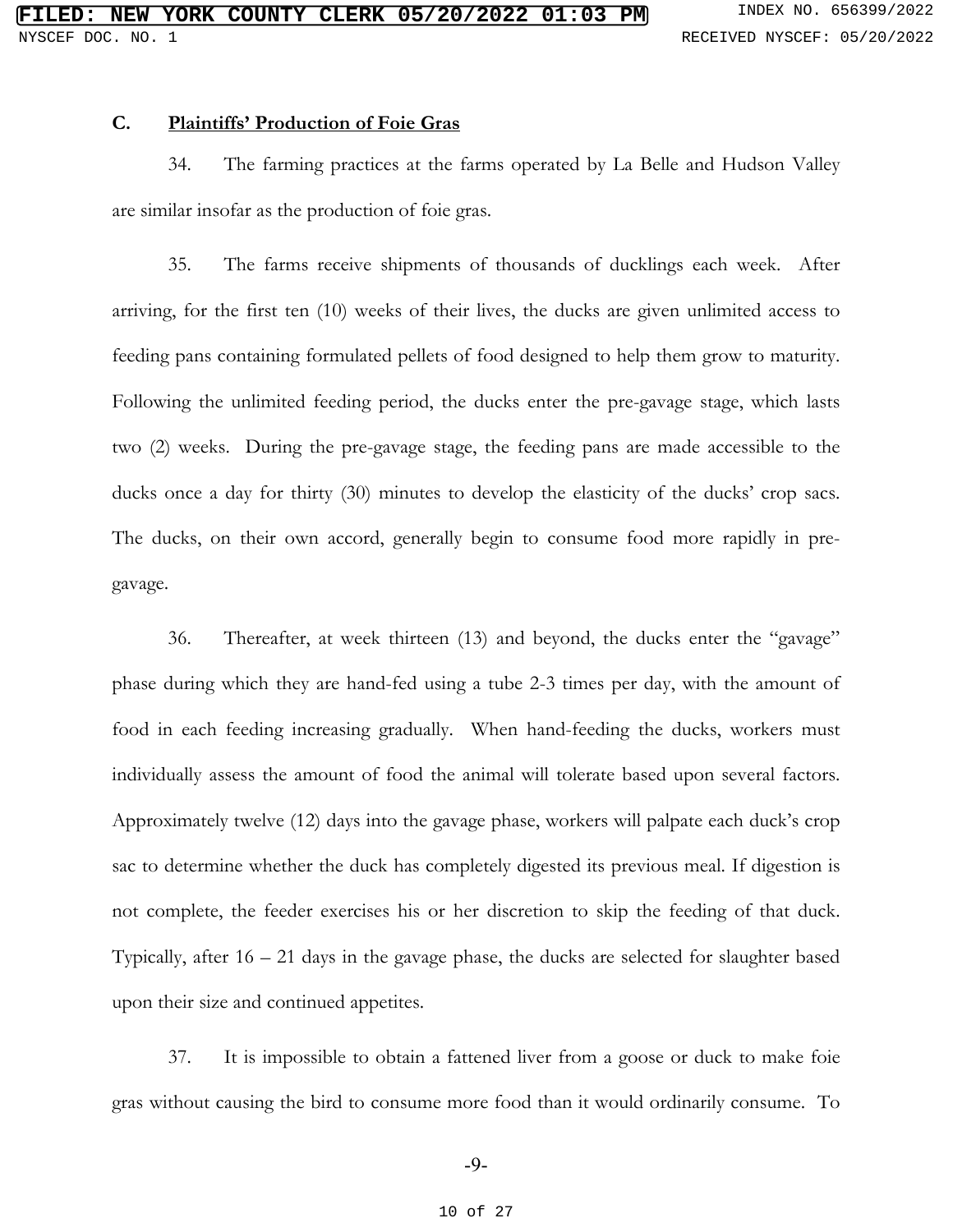### C. **Plaintiffs' Production of Foie Gras**

34. The farming practices at the farms operated by La Belle and Hudson Valley are similar insofar as the production of foie gras.

35. The farms receive shipments of thousands of ducklings each week. After arriving, for the first ten (10) weeks of their lives, the ducks are given unlimited access to feeding pans containing formulated pellets of food designed to help them grow to maturity. Following the unlimited feeding period, the ducks enter the pre-gavage stage, which lasts two (2) weeks. During the pre-gavage stage, the feeding pans are made accessible to the ducks once a day for thirty (30) minutes to develop the elasticity of the ducks' crop sacs. The ducks, on their own accord, generally begin to consume food more rapidly in pre-gavage.

36. Thereafter, at week thirteen (13) and beyond, the ducks enter the "gavage" phase during which they are hand-fed using a tube 2-3 times per day, with the amount of food in each feeding increasing gradually. When hand-feeding the ducks, workers must individually assess the amount of food the animal will tolerate based upon several factors. Approximately twelve (12) days into the gavage phase, workers will palpate each duck's crop sac to determine whether the duck has completely digested its previous meal. If digestion is not complete, the feeder exercises his or her discretion to skip the feeding of that duck. Typically, after 16 – 21 days in the gavage phase, the ducks are selected for slaughter based upon their size and continued appetites.

37. It is impossible to obtain a fattened liver from a goose or duck to make foie gras without causing the bird to consume more food than it would ordinarily consume. To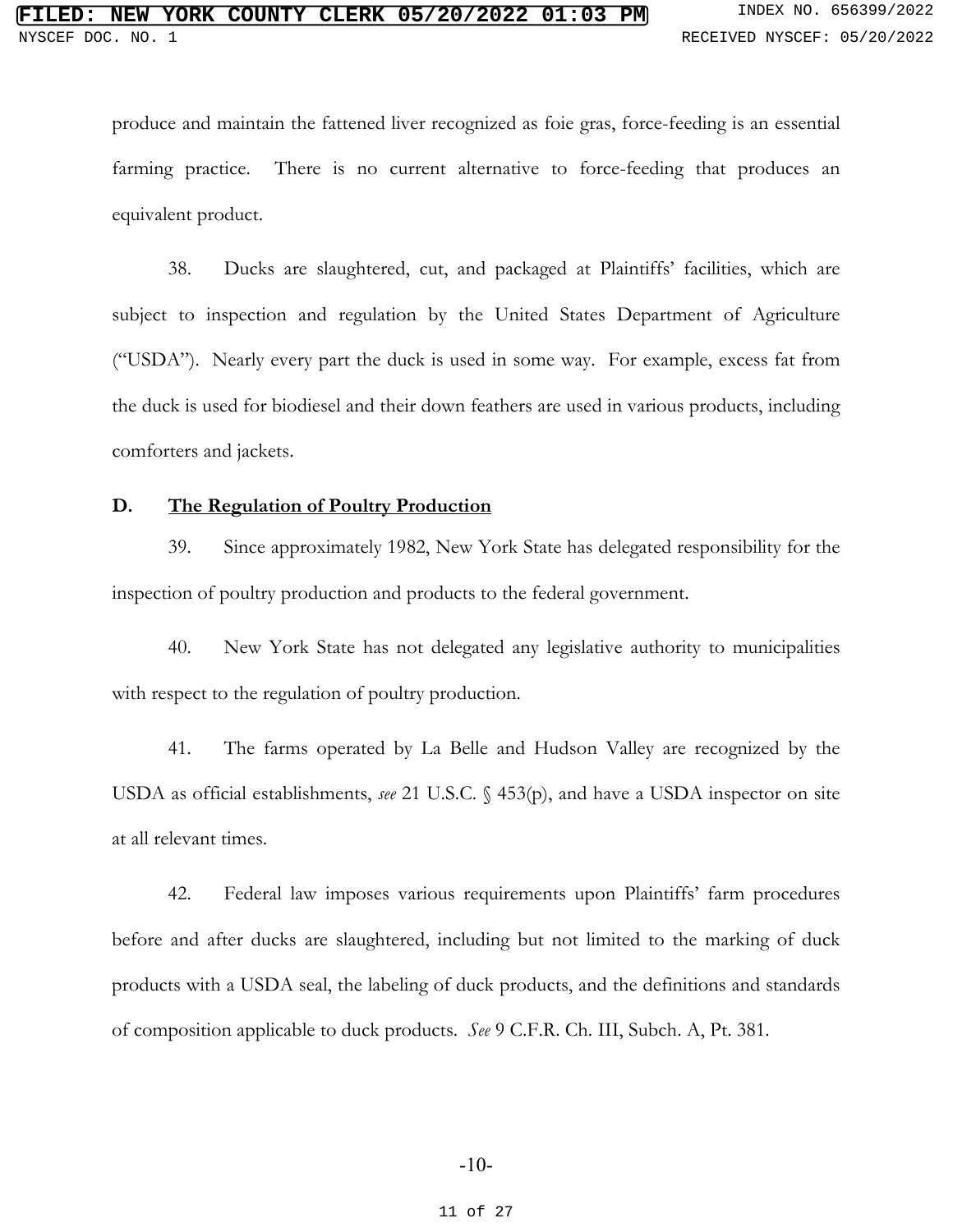produce and maintain the fattened liver recognized as foie gras, force-feeding is an essential farming practice. There is no current alternative to force-feeding that produces an equivalent product.

38. Ducks are slaughtered, cut, and packaged at Plaintiffs' facilities, which are subject to inspection and regulation by the United States Department of Agriculture ("USDA"). Nearly every part the duck is used in some way. For example, excess fat from the duck is used for biodiesel and their down feathers are used in various products, including comforters and jackets.

**D. The Regulation of Poultry Production**

39. Since approximately 1982, New York State has delegated responsibility for the inspection of poultry production and products to the federal government.

40. New York State has not delegated any legislative authority to municipalities with respect to the regulation of poultry production.

41. The farms operated by La Belle and Hudson Valley are recognized by the USDA as official establishments, *see* 21 U.S.C. § 453(p), and have a USDA inspector on site at all relevant times.

42. Federal law imposes various requirements upon Plaintiffs' farm procedures before and after ducks are slaughtered, including but not limited to the marking of duck products with a USDA seal, the labeling of duck products, and the definitions and standards of composition applicable to duck products. *See* 9 C.F.R. Ch. III, Subch. A, Pt. 381.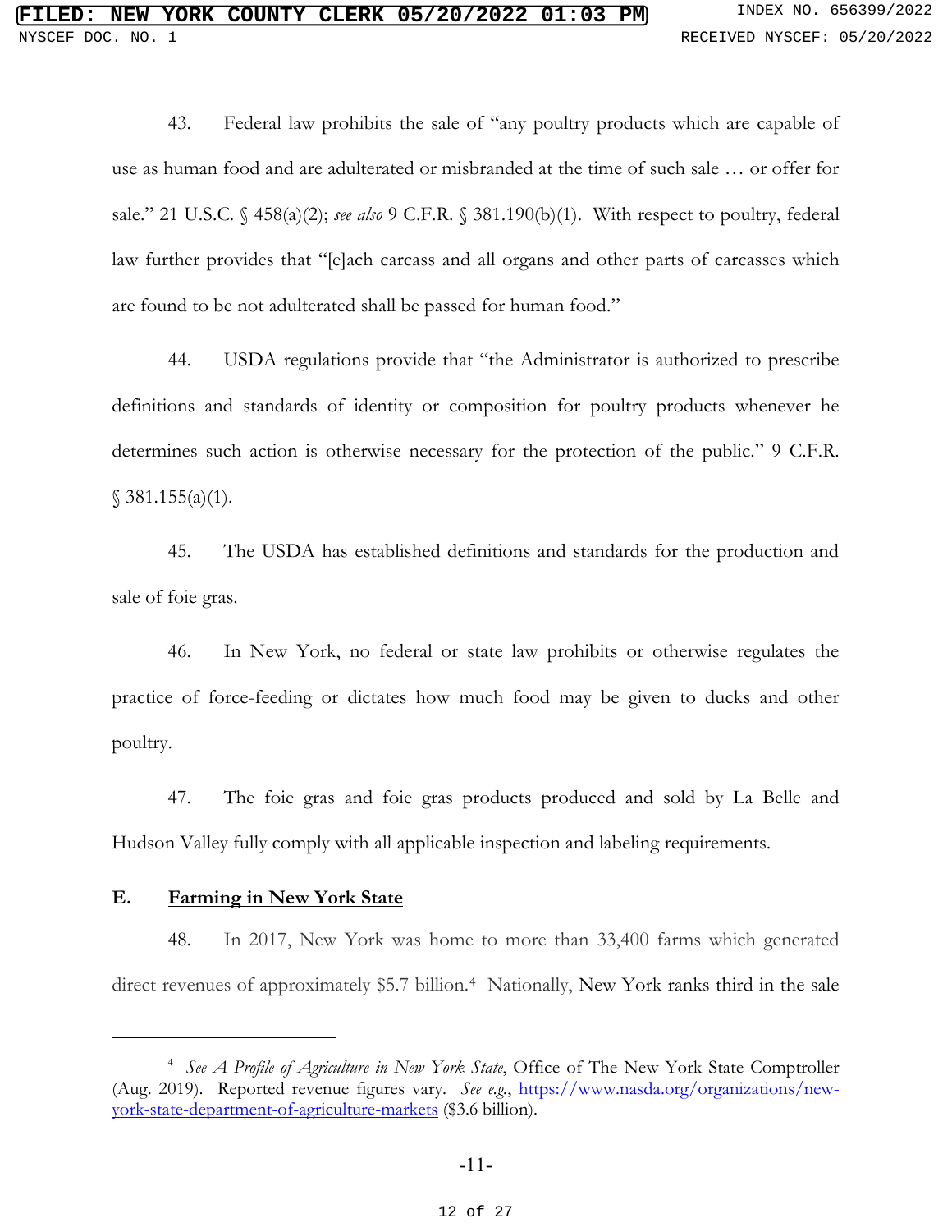43. Federal law prohibits the sale of "any poultry products which are capable of use as human food and are adulterated or misbranded at the time of such sale … or offer for sale." 21 U.S.C. § 458(a)(2); *see also* 9 C.F.R. § 381.190(b)(1). With respect to poultry, federal law further provides that "[e]ach carcass and all organs and other parts of carcasses which are found to be not adulterated shall be passed for human food."

44. USDA regulations provide that "the Administrator is authorized to prescribe definitions and standards of identity or composition for poultry products whenever he determines such action is otherwise necessary for the protection of the public." 9 C.F.R. § 381.155(a)(1).

45. The USDA has established definitions and standards for the production and sale of foie gras.

46. In New York, no federal or state law prohibits or otherwise regulates the practice of force-feeding or dictates how much food may be given to ducks and other poultry.

47. The foie gras and foie gras products produced and sold by La Belle and Hudson Valley fully comply with all applicable inspection and labeling requirements.

### E. <u>Farming in New York State</u>

48. In 2017, New York was home to more than 33,400 farms which generated direct revenues of approximately $5.7 billion.[4] Nationally, New York ranks third in the sale

---

[4] *See A Profile of Agriculture in New York State*, Office of The New York State Comptroller (Aug. 2019). Reported revenue figures vary. *See e.g.*, [https://www.nasda.org/organizations/new-york-state-department-of-agriculture-markets](https://www.nasda.org/organizations/new-york-state-department-of-agriculture-markets) ($3.6 billion).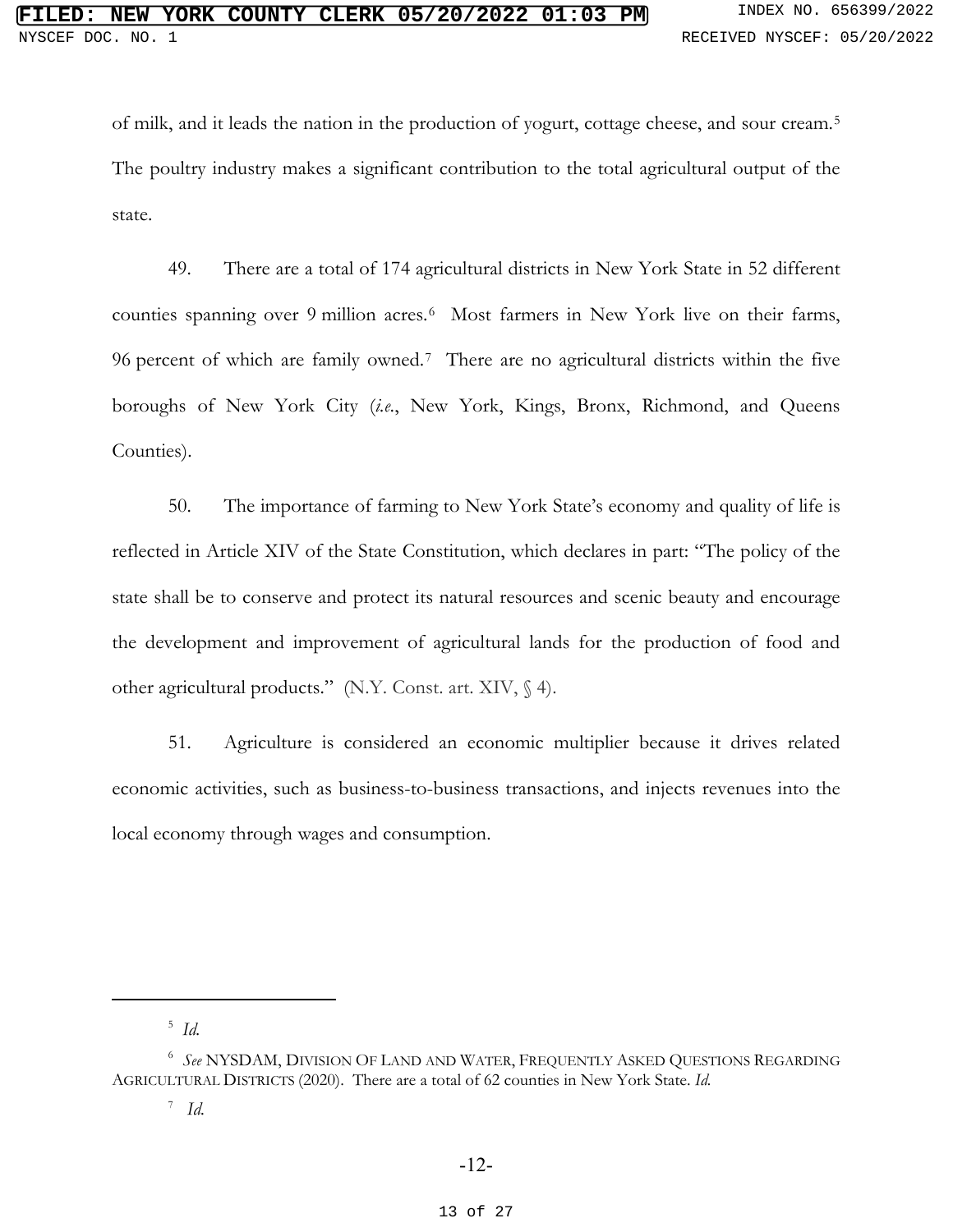of milk, and it leads the nation in the production of yogurt, cottage cheese, and sour cream.[5] The poultry industry makes a significant contribution to the total agricultural output of the state.

49. There are a total of 174 agricultural districts in New York State in 52 different counties spanning over 9 million acres.[6] Most farmers in New York live on their farms, 96 percent of which are family owned.[7] There are no agricultural districts within the five boroughs of New York City (*i.e.*, New York, Kings, Bronx, Richmond, and Queens Counties).

50. The importance of farming to New York State's economy and quality of life is reflected in Article XIV of the State Constitution, which declares in part: "The policy of the state shall be to conserve and protect its natural resources and scenic beauty and encourage the development and improvement of agricultural lands for the production of food and other agricultural products." (N.Y. Const. art. XIV, § 4).

51. Agriculture is considered an economic multiplier because it drives related economic activities, such as business-to-business transactions, and injects revenues into the local economy through wages and consumption.

---

[5] *Id.*

[6] *See* NYSDAM, DIVISION OF LAND AND WATER, FREQUENTLY ASKED QUESTIONS REGARDING AGRICULTURAL DISTRICTS (2020). There are a total of 62 counties in New York State. *Id.*

[7] *Id.*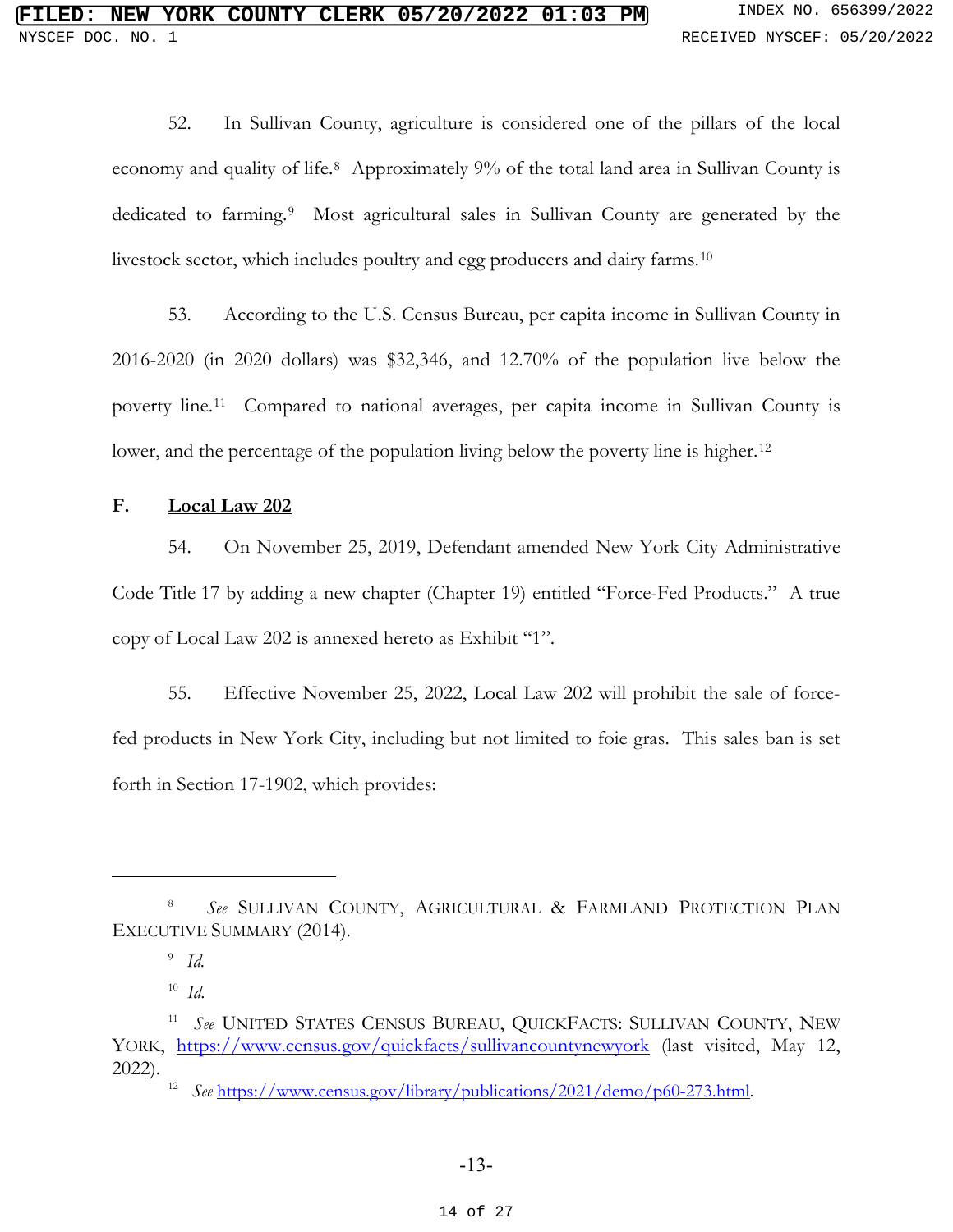52. In Sullivan County, agriculture is considered one of the pillars of the local economy and quality of life.[8] Approximately 9% of the total land area in Sullivan County is dedicated to farming.[9] Most agricultural sales in Sullivan County are generated by the livestock sector, which includes poultry and egg producers and dairy farms.[10]

53. According to the U.S. Census Bureau, per capita income in Sullivan County in 2016-2020 (in 2020 dollars) was $32,346, and 12.70% of the population live below the poverty line.[11] Compared to national averages, per capita income in Sullivan County is lower, and the percentage of the population living below the poverty line is higher.[12]

**F. <u>Local Law 202</u>**

54. On November 25, 2019, Defendant amended New York City Administrative Code Title 17 by adding a new chapter (Chapter 19) entitled "Force-Fed Products." A true copy of Local Law 202 is annexed hereto as Exhibit "1".

55. Effective November 25, 2022, Local Law 202 will prohibit the sale of force-fed products in New York City, including but not limited to foie gras. This sales ban is set forth in Section 17-1902, which provides:

---

[8] *See* SULLIVAN COUNTY, AGRICULTURAL & FARMLAND PROTECTION PLAN EXECUTIVE SUMMARY (2014).

[9] *Id.*

[10] *Id.*

[11] *See* UNITED STATES CENSUS BUREAU, QUICKFACTS: SULLIVAN COUNTY, NEW YORK, https://www.census.gov/quickfacts/sullivancountynewyork (last visited, May 12, 2022).

[12] *See* https://www.census.gov/library/publications/2021/demo/p60-273.html.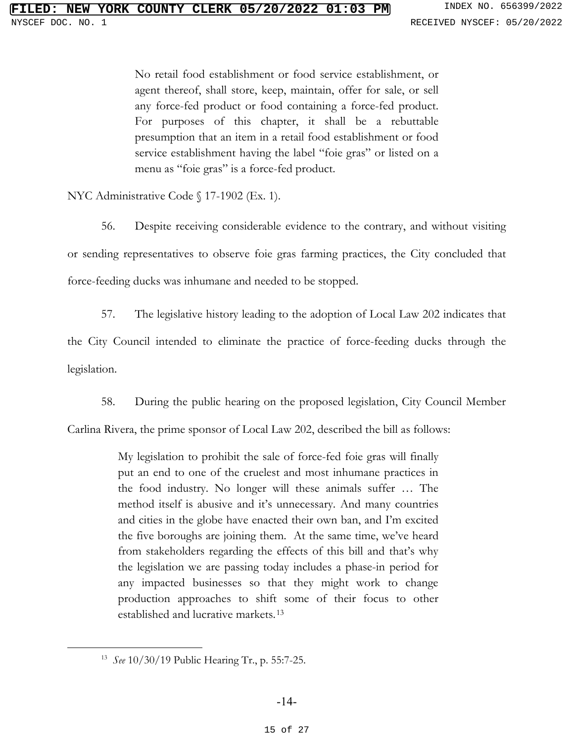> No retail food establishment or food service establishment, or agent thereof, shall store, keep, maintain, offer for sale, or sell any force-fed product or food containing a force-fed product. For purposes of this chapter, it shall be a rebuttable presumption that an item in a retail food establishment or food service establishment having the label "foie gras" or listed on a menu as "foie gras" is a force-fed product.

NYC Administrative Code § 17-1902 (Ex. 1).

56. Despite receiving considerable evidence to the contrary, and without visiting or sending representatives to observe foie gras farming practices, the City concluded that force-feeding ducks was inhumane and needed to be stopped.

57. The legislative history leading to the adoption of Local Law 202 indicates that the City Council intended to eliminate the practice of force-feeding ducks through the legislation.

58. During the public hearing on the proposed legislation, City Council Member Carlina Rivera, the prime sponsor of Local Law 202, described the bill as follows:

> My legislation to prohibit the sale of force-fed foie gras will finally put an end to one of the cruelest and most inhumane practices in the food industry. No longer will these animals suffer … The method itself is abusive and it's unnecessary. And many countries and cities in the globe have enacted their own ban, and I'm excited the five boroughs are joining them. At the same time, we've heard from stakeholders regarding the effects of this bill and that's why the legislation we are passing today includes a phase-in period for any impacted businesses so that they might work to change production approaches to shift some of their focus to other established and lucrative markets.[13]

[13] *See* 10/30/19 Public Hearing Tr., p. 55:7-25.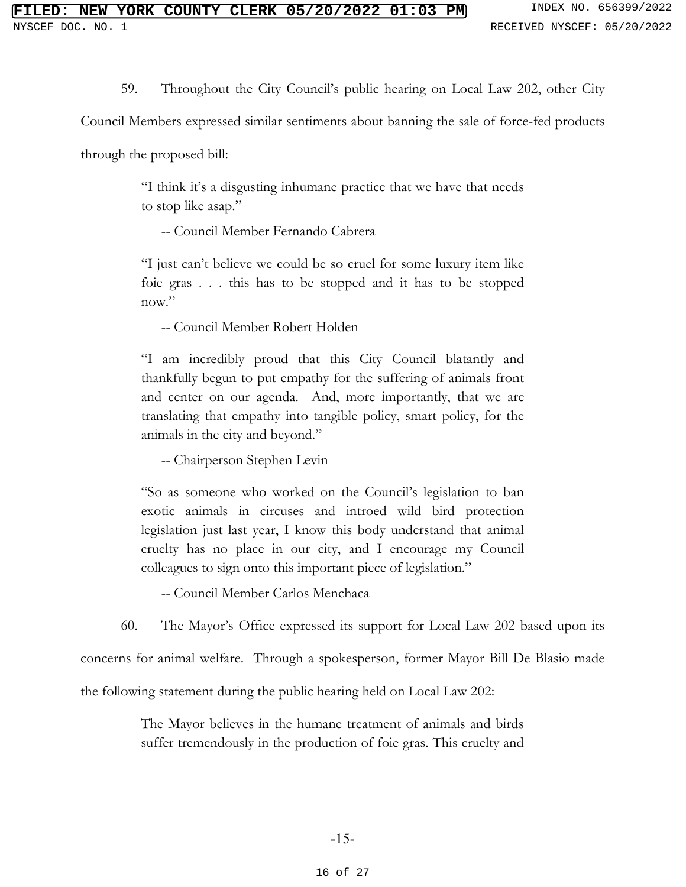59. Throughout the City Council's public hearing on Local Law 202, other City Council Members expressed similar sentiments about banning the sale of force-fed products through the proposed bill:

> "I think it's a disgusting inhumane practice that we have that needs to stop like asap."
>
> -- Council Member Fernando Cabrera
>
> "I just can't believe we could be so cruel for some luxury item like foie gras . . . this has to be stopped and it has to be stopped now."
>
> -- Council Member Robert Holden
>
> "I am incredibly proud that this City Council blatantly and thankfully begun to put empathy for the suffering of animals front and center on our agenda. And, more importantly, that we are translating that empathy into tangible policy, smart policy, for the animals in the city and beyond."
>
> -- Chairperson Stephen Levin
>
> "So as someone who worked on the Council's legislation to ban exotic animals in circuses and introed wild bird protection legislation just last year, I know this body understand that animal cruelty has no place in our city, and I encourage my Council colleagues to sign onto this important piece of legislation."
>
> -- Council Member Carlos Menchaca

60. The Mayor's Office expressed its support for Local Law 202 based upon its concerns for animal welfare. Through a spokesperson, former Mayor Bill De Blasio made the following statement during the public hearing held on Local Law 202:

> The Mayor believes in the humane treatment of animals and birds suffer tremendously in the production of foie gras. This cruelty and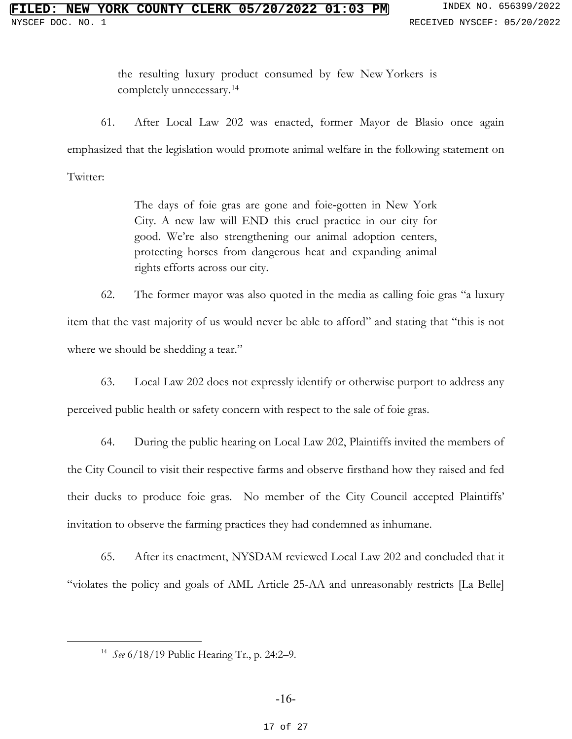> the resulting luxury product consumed by few New Yorkers is completely unnecessary.[14]

61. After Local Law 202 was enacted, former Mayor de Blasio once again emphasized that the legislation would promote animal welfare in the following statement on Twitter:

> The days of foie gras are gone and foie-gotten in New York City. A new law will END this cruel practice in our city for good. We're also strengthening our animal adoption centers, protecting horses from dangerous heat and expanding animal rights efforts across our city.

62. The former mayor was also quoted in the media as calling foie gras "a luxury item that the vast majority of us would never be able to afford" and stating that "this is not where we should be shedding a tear."

63. Local Law 202 does not expressly identify or otherwise purport to address any perceived public health or safety concern with respect to the sale of foie gras.

64. During the public hearing on Local Law 202, Plaintiffs invited the members of the City Council to visit their respective farms and observe firsthand how they raised and fed their ducks to produce foie gras. No member of the City Council accepted Plaintiffs' invitation to observe the farming practices they had condemned as inhumane.

65. After its enactment, NYSDAM reviewed Local Law 202 and concluded that it "violates the policy and goals of AML Article 25-AA and unreasonably restricts [La Belle]

---

[14] *See* 6/18/19 Public Hearing Tr., p. 24:2–9.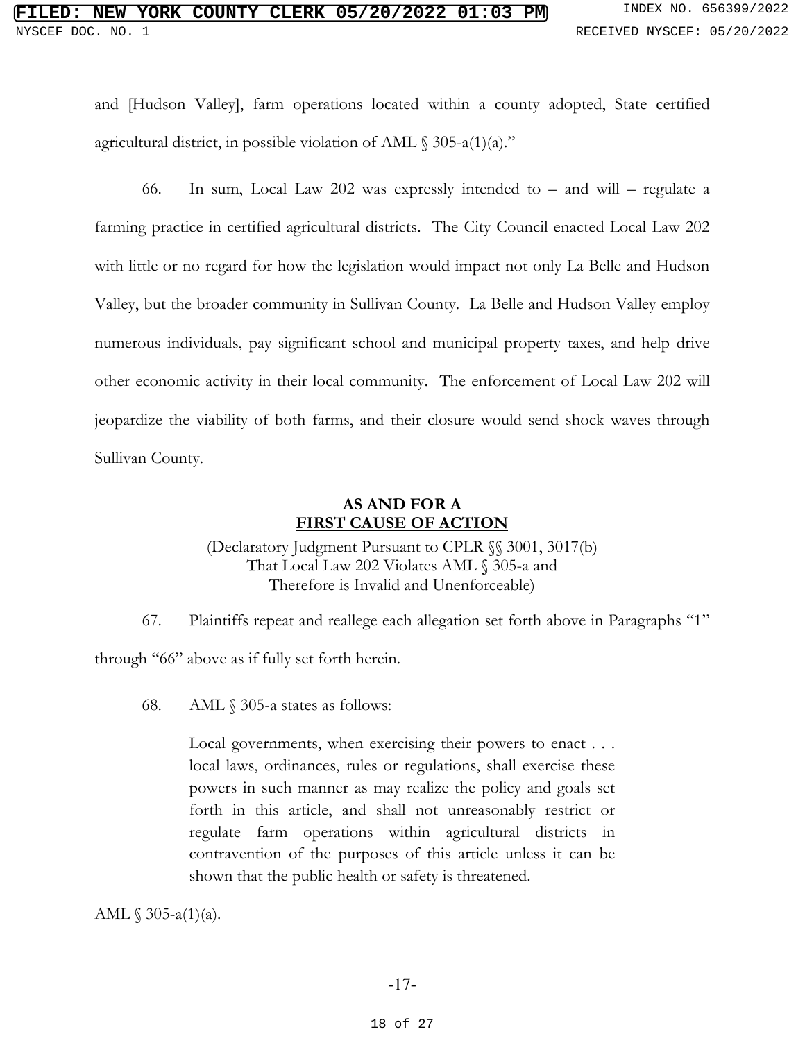and [Hudson Valley], farm operations located within a county adopted, State certified agricultural district, in possible violation of AML § 305-a(1)(a)."

66. In sum, Local Law 202 was expressly intended to – and will – regulate a farming practice in certified agricultural districts. The City Council enacted Local Law 202 with little or no regard for how the legislation would impact not only La Belle and Hudson Valley, but the broader community in Sullivan County. La Belle and Hudson Valley employ numerous individuals, pay significant school and municipal property taxes, and help drive other economic activity in their local community. The enforcement of Local Law 202 will jeopardize the viability of both farms, and their closure would send shock waves through Sullivan County.

**AS AND FOR A**
**<u>FIRST CAUSE OF ACTION</u>**

(Declaratory Judgment Pursuant to CPLR §§ 3001, 3017(b) That Local Law 202 Violates AML § 305-a and Therefore is Invalid and Unenforceable)

67. Plaintiffs repeat and reallege each allegation set forth above in Paragraphs "1" through "66" above as if fully set forth herein.

68. AML § 305-a states as follows:

> Local governments, when exercising their powers to enact . . . local laws, ordinances, rules or regulations, shall exercise these powers in such manner as may realize the policy and goals set forth in this article, and shall not unreasonably restrict or regulate farm operations within agricultural districts in contravention of the purposes of this article unless it can be shown that the public health or safety is threatened.

AML § 305-a(1)(a).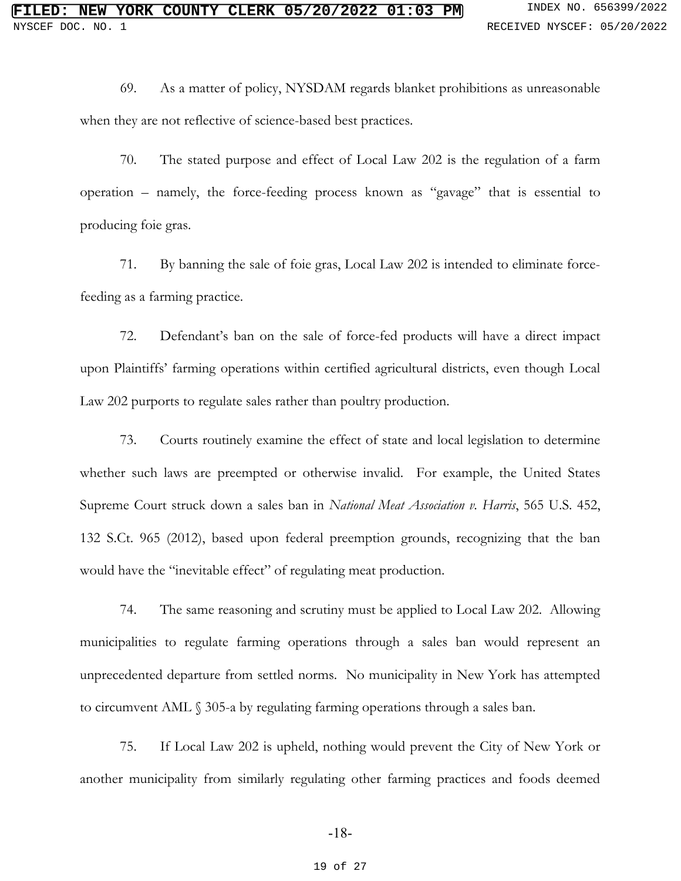69. As a matter of policy, NYSDAM regards blanket prohibitions as unreasonable when they are not reflective of science-based best practices.

70. The stated purpose and effect of Local Law 202 is the regulation of a farm operation – namely, the force-feeding process known as "gavage" that is essential to producing foie gras.

71. By banning the sale of foie gras, Local Law 202 is intended to eliminate force-feeding as a farming practice.

72. Defendant's ban on the sale of force-fed products will have a direct impact upon Plaintiffs' farming operations within certified agricultural districts, even though Local Law 202 purports to regulate sales rather than poultry production.

73. Courts routinely examine the effect of state and local legislation to determine whether such laws are preempted or otherwise invalid. For example, the United States Supreme Court struck down a sales ban in *National Meat Association v. Harris*, 565 U.S. 452, 132 S.Ct. 965 (2012), based upon federal preemption grounds, recognizing that the ban would have the "inevitable effect" of regulating meat production.

74. The same reasoning and scrutiny must be applied to Local Law 202. Allowing municipalities to regulate farming operations through a sales ban would represent an unprecedented departure from settled norms. No municipality in New York has attempted to circumvent AML § 305-a by regulating farming operations through a sales ban.

75. If Local Law 202 is upheld, nothing would prevent the City of New York or another municipality from similarly regulating other farming practices and foods deemed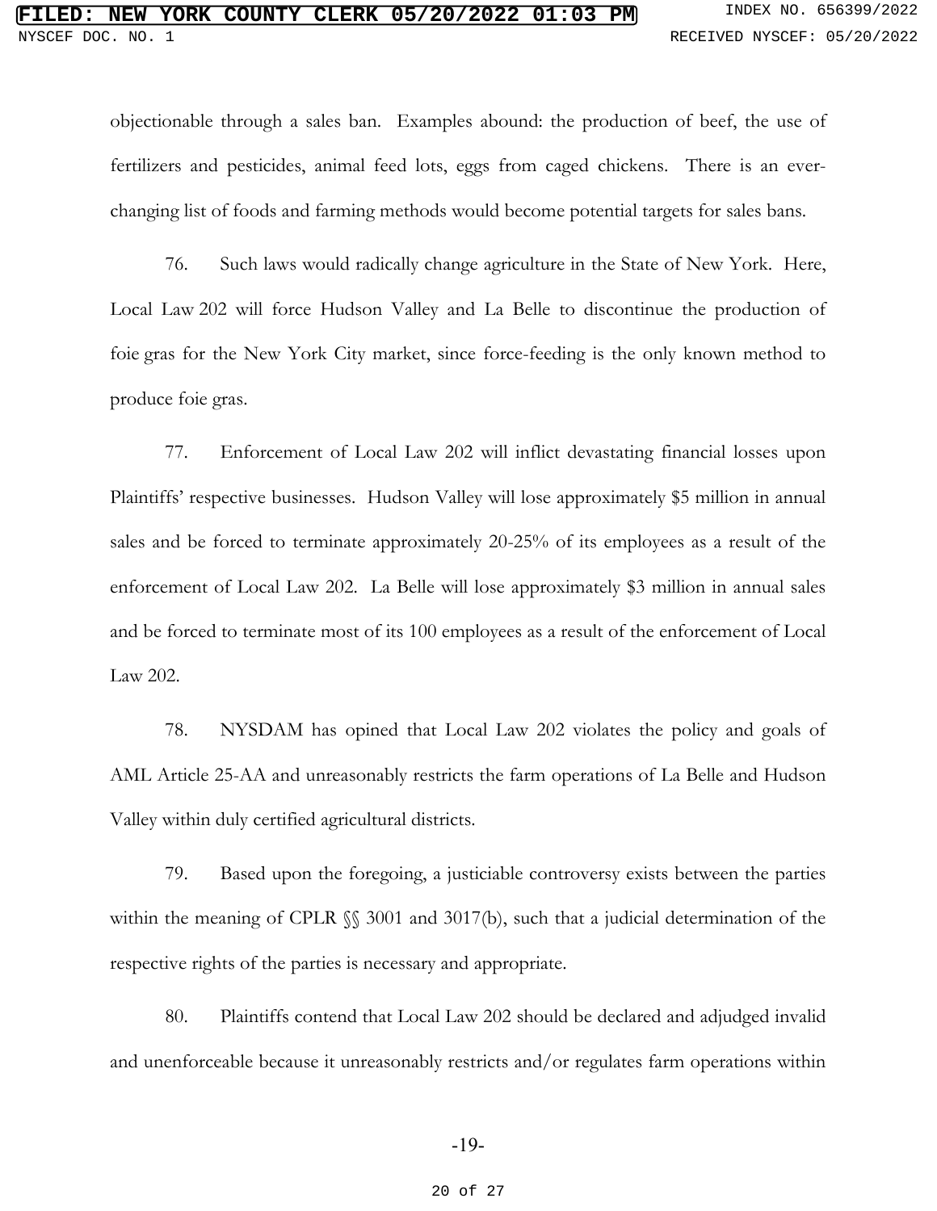objectionable through a sales ban. Examples abound: the production of beef, the use of fertilizers and pesticides, animal feed lots, eggs from caged chickens. There is an ever-changing list of foods and farming methods would become potential targets for sales bans.

76. Such laws would radically change agriculture in the State of New York. Here, Local Law 202 will force Hudson Valley and La Belle to discontinue the production of foie gras for the New York City market, since force-feeding is the only known method to produce foie gras.

77. Enforcement of Local Law 202 will inflict devastating financial losses upon Plaintiffs' respective businesses. Hudson Valley will lose approximately $5 million in annual sales and be forced to terminate approximately 20-25% of its employees as a result of the enforcement of Local Law 202. La Belle will lose approximately $3 million in annual sales and be forced to terminate most of its 100 employees as a result of the enforcement of Local Law 202.

78. NYSDAM has opined that Local Law 202 violates the policy and goals of AML Article 25-AA and unreasonably restricts the farm operations of La Belle and Hudson Valley within duly certified agricultural districts.

79. Based upon the foregoing, a justiciable controversy exists between the parties within the meaning of CPLR §§ 3001 and 3017(b), such that a judicial determination of the respective rights of the parties is necessary and appropriate.

80. Plaintiffs contend that Local Law 202 should be declared and adjudged invalid and unenforceable because it unreasonably restricts and/or regulates farm operations within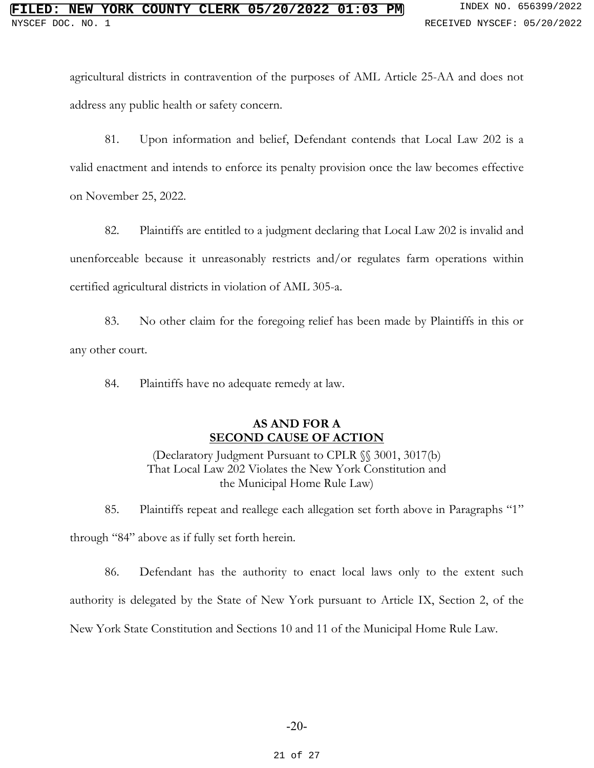agricultural districts in contravention of the purposes of AML Article 25-AA and does not address any public health or safety concern.

81. Upon information and belief, Defendant contends that Local Law 202 is a valid enactment and intends to enforce its penalty provision once the law becomes effective on November 25, 2022.

82. Plaintiffs are entitled to a judgment declaring that Local Law 202 is invalid and unenforceable because it unreasonably restricts and/or regulates farm operations within certified agricultural districts in violation of AML 305-a.

83. No other claim for the foregoing relief has been made by Plaintiffs in this or any other court.

84. Plaintiffs have no adequate remedy at law.

**AS AND FOR A**
**SECOND CAUSE OF ACTION**

(Declaratory Judgment Pursuant to CPLR §§ 3001, 3017(b) That Local Law 202 Violates the New York Constitution and the Municipal Home Rule Law)

85. Plaintiffs repeat and reallege each allegation set forth above in Paragraphs "1" through "84" above as if fully set forth herein.

86. Defendant has the authority to enact local laws only to the extent such authority is delegated by the State of New York pursuant to Article IX, Section 2, of the New York State Constitution and Sections 10 and 11 of the Municipal Home Rule Law.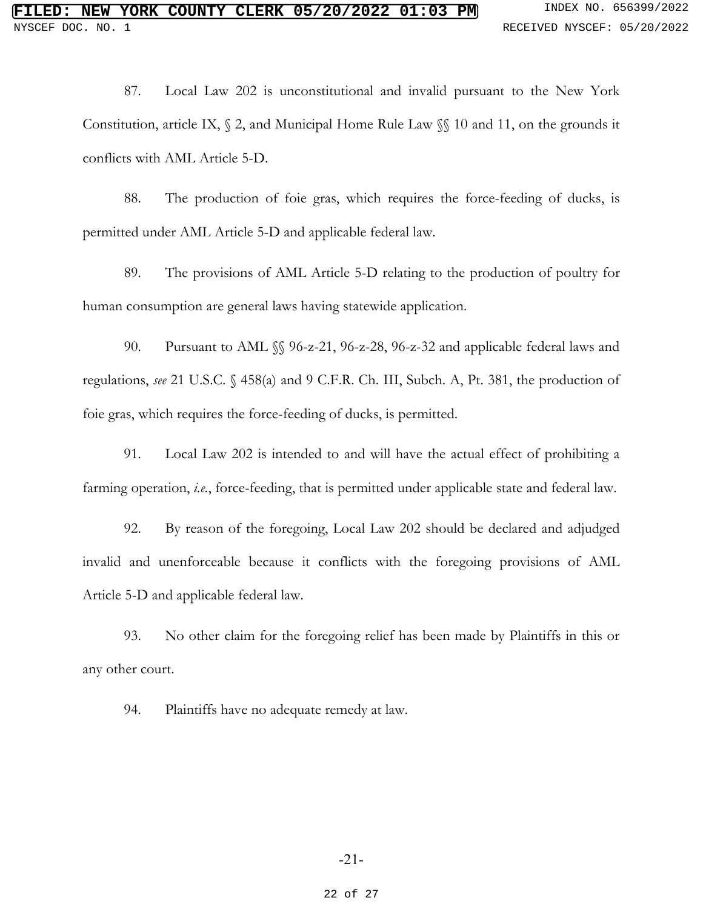87. Local Law 202 is unconstitutional and invalid pursuant to the New York Constitution, article IX, § 2, and Municipal Home Rule Law §§ 10 and 11, on the grounds it conflicts with AML Article 5-D.

88. The production of foie gras, which requires the force-feeding of ducks, is permitted under AML Article 5-D and applicable federal law.

89. The provisions of AML Article 5-D relating to the production of poultry for human consumption are general laws having statewide application.

90. Pursuant to AML §§ 96-z-21, 96-z-28, 96-z-32 and applicable federal laws and regulations, *see* 21 U.S.C. § 458(a) and 9 C.F.R. Ch. III, Subch. A, Pt. 381, the production of foie gras, which requires the force-feeding of ducks, is permitted.

91. Local Law 202 is intended to and will have the actual effect of prohibiting a farming operation, *i.e.*, force-feeding, that is permitted under applicable state and federal law.

92. By reason of the foregoing, Local Law 202 should be declared and adjudged invalid and unenforceable because it conflicts with the foregoing provisions of AML Article 5-D and applicable federal law.

93. No other claim for the foregoing relief has been made by Plaintiffs in this or any other court.

94. Plaintiffs have no adequate remedy at law.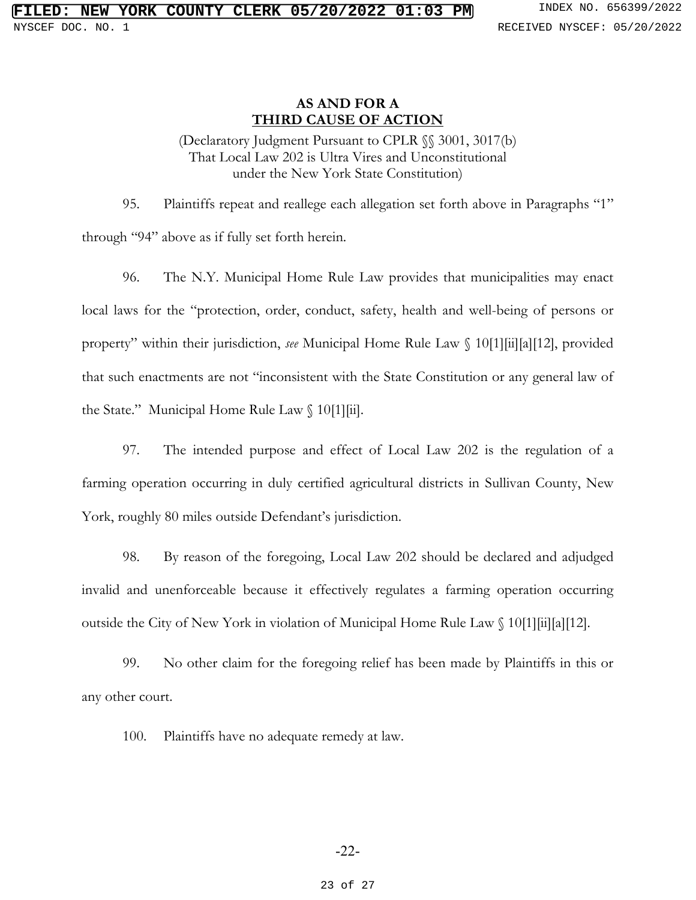**AS AND FOR A**
**<u>THIRD CAUSE OF ACTION</u>**

(Declaratory Judgment Pursuant to CPLR §§ 3001, 3017(b)
That Local Law 202 is Ultra Vires and Unconstitutional
under the New York State Constitution)

95. Plaintiffs repeat and reallege each allegation set forth above in Paragraphs "1" through "94" above as if fully set forth herein.

96. The N.Y. Municipal Home Rule Law provides that municipalities may enact local laws for the "protection, order, conduct, safety, health and well-being of persons or property" within their jurisdiction, *see* Municipal Home Rule Law § 10[1][ii][a][12], provided that such enactments are not "inconsistent with the State Constitution or any general law of the State." Municipal Home Rule Law § 10[1][ii].

97. The intended purpose and effect of Local Law 202 is the regulation of a farming operation occurring in duly certified agricultural districts in Sullivan County, New York, roughly 80 miles outside Defendant's jurisdiction.

98. By reason of the foregoing, Local Law 202 should be declared and adjudged invalid and unenforceable because it effectively regulates a farming operation occurring outside the City of New York in violation of Municipal Home Rule Law § 10[1][ii][a][12].

99. No other claim for the foregoing relief has been made by Plaintiffs in this or any other court.

100. Plaintiffs have no adequate remedy at law.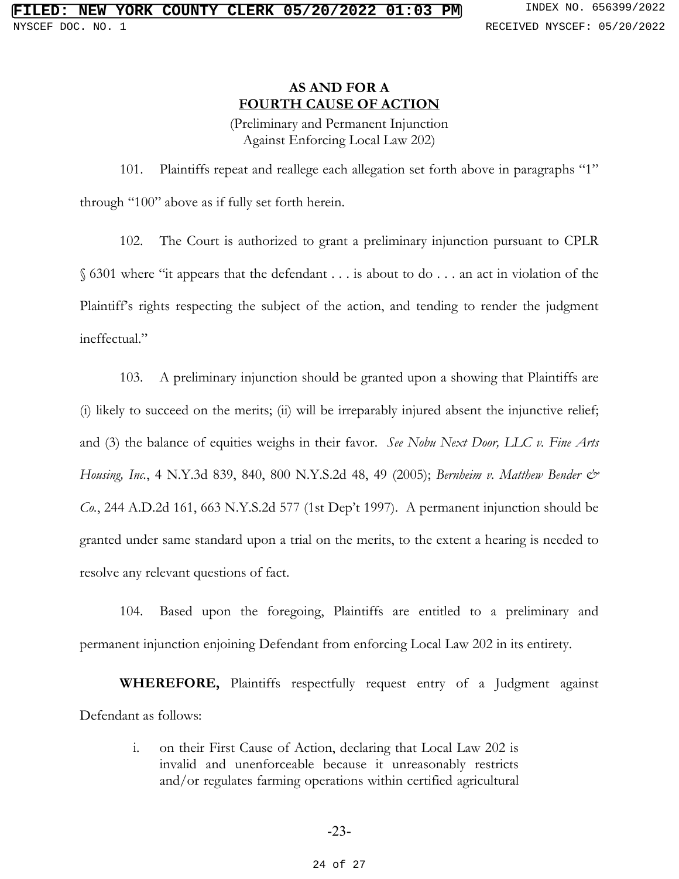**AS AND FOR A**
**FOURTH CAUSE OF ACTION**

(Preliminary and Permanent Injunction
Against Enforcing Local Law 202)

101. Plaintiffs repeat and reallege each allegation set forth above in paragraphs "1" through "100" above as if fully set forth herein.

102. The Court is authorized to grant a preliminary injunction pursuant to CPLR § 6301 where "it appears that the defendant . . . is about to do . . . an act in violation of the Plaintiff's rights respecting the subject of the action, and tending to render the judgment ineffectual."

103. A preliminary injunction should be granted upon a showing that Plaintiffs are (i) likely to succeed on the merits; (ii) will be irreparably injured absent the injunctive relief; and (3) the balance of equities weighs in their favor. *See Nobu Next Door, LLC v. Fine Arts Housing, Inc.*, 4 N.Y.3d 839, 840, 800 N.Y.S.2d 48, 49 (2005); *Bernheim v. Matthew Bender & Co.*, 244 A.D.2d 161, 663 N.Y.S.2d 577 (1st Dep't 1997). A permanent injunction should be granted under same standard upon a trial on the merits, to the extent a hearing is needed to resolve any relevant questions of fact.

104. Based upon the foregoing, Plaintiffs are entitled to a preliminary and permanent injunction enjoining Defendant from enforcing Local Law 202 in its entirety.

**WHEREFORE,** Plaintiffs respectfully request entry of a Judgment against Defendant as follows:

i. on their First Cause of Action, declaring that Local Law 202 is invalid and unenforceable because it unreasonably restricts and/or regulates farming operations within certified agricultural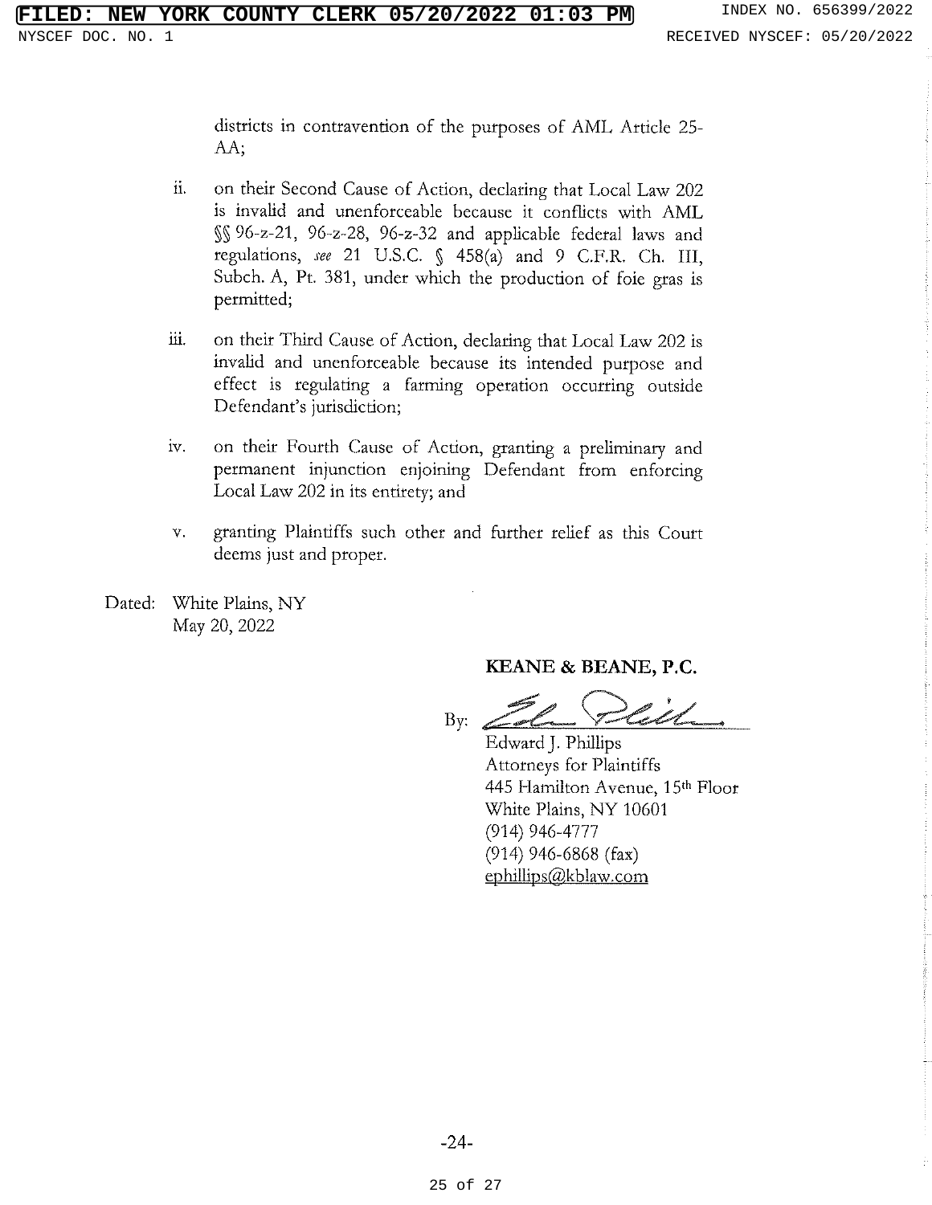districts in contravention of the purposes of AML Article 25-AA;

ii. on their Second Cause of Action, declaring that Local Law 202 is invalid and unenforceable because it conflicts with AML §§ 96-z-21, 96-z-28, 96-z-32 and applicable federal laws and regulations, *see* 21 U.S.C. § 458(a) and 9 C.F.R. Ch. III, Subch. A, Pt. 381, under which the production of foie gras is permitted;

iii. on their Third Cause of Action, declaring that Local Law 202 is invalid and unenforceable because its intended purpose and effect is regulating a farming operation occurring outside Defendant's jurisdiction;

iv. on their Fourth Cause of Action, granting a preliminary and permanent injunction enjoining Defendant from enforcing Local Law 202 in its entirety; and

v. granting Plaintiffs such other and further relief as this Court deems just and proper.

Dated: White Plains, NY
May 20, 2022

**KEANE & BEANE, P.C.**

By: [signature]

Edward J. Phillips
Attorneys for Plaintiffs
445 Hamilton Avenue, 15th Floor
White Plains, NY 10601
(914) 946-4777
(914) 946-6868 (fax)
ephillips@kblaw.com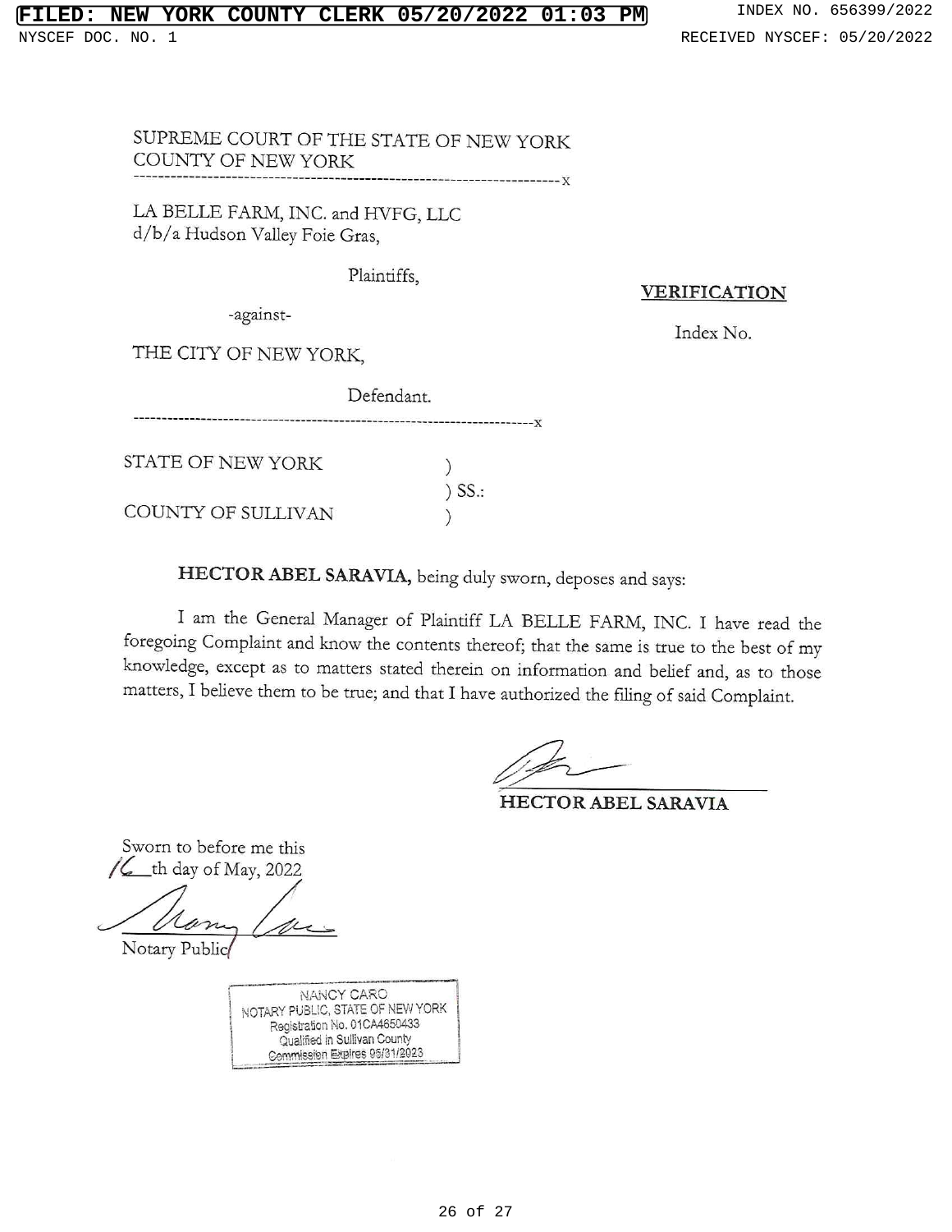SUPREME COURT OF THE STATE OF NEW YORK
COUNTY OF NEW YORK

---

LA BELLE FARM, INC. and HVFG, LLC
d/b/a Hudson Valley Foie Gras,

Plaintiffs,

-against-

THE CITY OF NEW YORK,

Defendant.

---

**VERIFICATION**

Index No.

STATE OF NEW YORK )
) SS.:
COUNTY OF SULLIVAN )

**HECTOR ABEL SARAVIA,** being duly sworn, deposes and says:

I am the General Manager of Plaintiff LA BELLE FARM, INC. I have read the foregoing Complaint and know the contents thereof; that the same is true to the best of my knowledge, except as to matters stated therein on information and belief and, as to those matters, I believe them to be true; and that I have authorized the filing of said Complaint.

**HECTOR ABEL SARAVIA**

Sworn to before me this
16th day of May, 2022

Notary Public

NANCY CARO
NOTARY PUBLIC, STATE OF NEW YORK
Registration No. 01CA4650433
Qualified in Sullivan County
Commission Expires 05/31/2023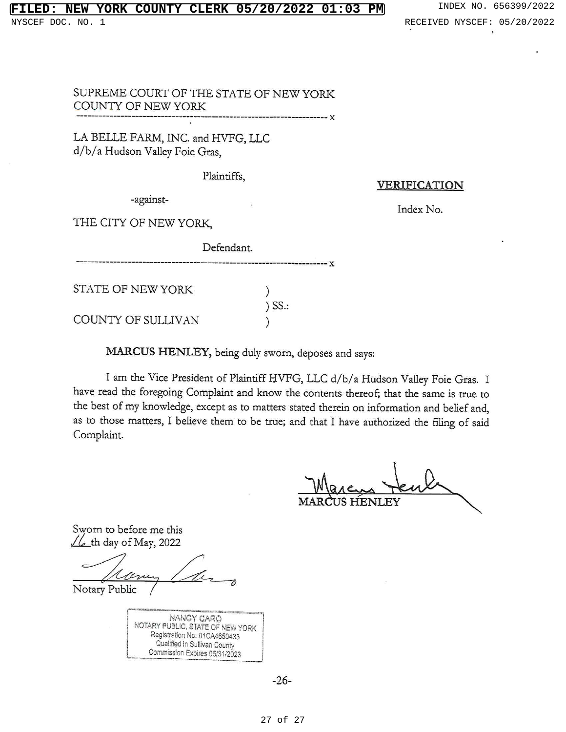SUPREME COURT OF THE STATE OF NEW YORK
COUNTY OF NEW YORK

---------------------------------------------------------------------- x

LA BELLE FARM, INC. and HVFG, LLC
d/b/a Hudson Valley Foie Gras,

Plaintiffs,

-against-

THE CITY OF NEW YORK,

Defendant.

---------------------------------------------------------------------- x

**VERIFICATION**

Index No.

STATE OF NEW YORK )
) SS.:
COUNTY OF SULLIVAN )

**MARCUS HENLEY,** being duly sworn, deposes and says:

I am the Vice President of Plaintiff HVFG, LLC d/b/a Hudson Valley Foie Gras. I have read the foregoing Complaint and know the contents thereof; that the same is true to the best of my knowledge, except as to matters stated therein on information and belief and, as to those matters, I believe them to be true; and that I have authorized the filing of said Complaint.

MARCUS HENLEY

Sworn to before me this
16th day of May, 2022

Notary Public

NANCY CARO
NOTARY PUBLIC, STATE OF NEW YORK
Registration No. 01CA4650433
Qualified in Sullivan County
Commission Expires 05/31/2023